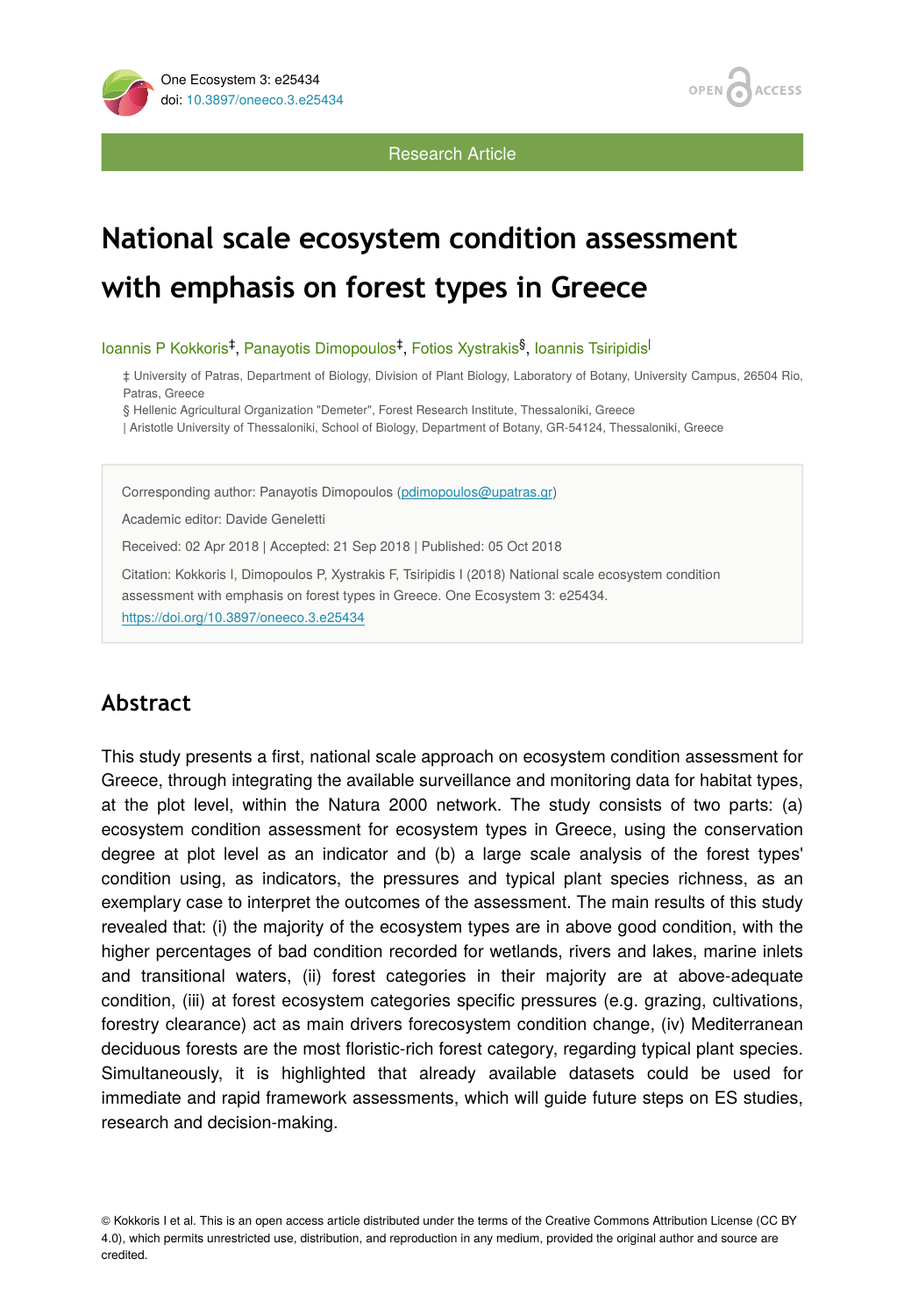Research Article

# National scale ecosystem condition assessment with emphasis on forest types in Greece

Ioannis P Kokkoris[‡], Panayotis Dimopoulos[‡], Fotios Xystrakis[§], Ioannis Tsiripidis[|]

‡ University of Patras, Department of Biology, Division of Plant Biology, Laboratory of Botany, University Campus, 26504 Rio, Patras, Greece

§ Hellenic Agricultural Organization "Demeter", Forest Research Institute, Thessaloniki, Greece

| Aristotle University of Thessaloniki, School of Biology, Department of Botany, GR-54124, Thessaloniki, Greece

Corresponding author: Panayotis Dimopoulos (pdimopoulos@upatras.gr)

Academic editor: Davide Geneletti

Received: 02 Apr 2018 | Accepted: 21 Sep 2018 | Published: 05 Oct 2018

Citation: Kokkoris I, Dimopoulos P, Xystrakis F, Tsiripidis I (2018) National scale ecosystem condition assessment with emphasis on forest types in Greece. One Ecosystem 3: e25434. https://doi.org/10.3897/oneeco.3.e25434

## Abstract

This study presents a first, national scale approach on ecosystem condition assessment for Greece, through integrating the available surveillance and monitoring data for habitat types, at the plot level, within the Natura 2000 network. The study consists of two parts: (a) ecosystem condition assessment for ecosystem types in Greece, using the conservation degree at plot level as an indicator and (b) a large scale analysis of the forest types' condition using, as indicators, the pressures and typical plant species richness, as an exemplary case to interpret the outcomes of the assessment. The main results of this study revealed that: (i) the majority of the ecosystem types are in above good condition, with the higher percentages of bad condition recorded for wetlands, rivers and lakes, marine inlets and transitional waters, (ii) forest categories in their majority are at above-adequate condition, (iii) at forest ecosystem categories specific pressures (e.g. grazing, cultivations, forestry clearance) act as main drivers forecosystem condition change, (iv) Mediterranean deciduous forests are the most floristic-rich forest category, regarding typical plant species. Simultaneously, it is highlighted that already available datasets could be used for immediate and rapid framework assessments, which will guide future steps on ES studies, research and decision-making.

© Kokkoris I et al. This is an open access article distributed under the terms of the Creative Commons Attribution License (CC BY 4.0), which permits unrestricted use, distribution, and reproduction in any medium, provided the original author and source are credited.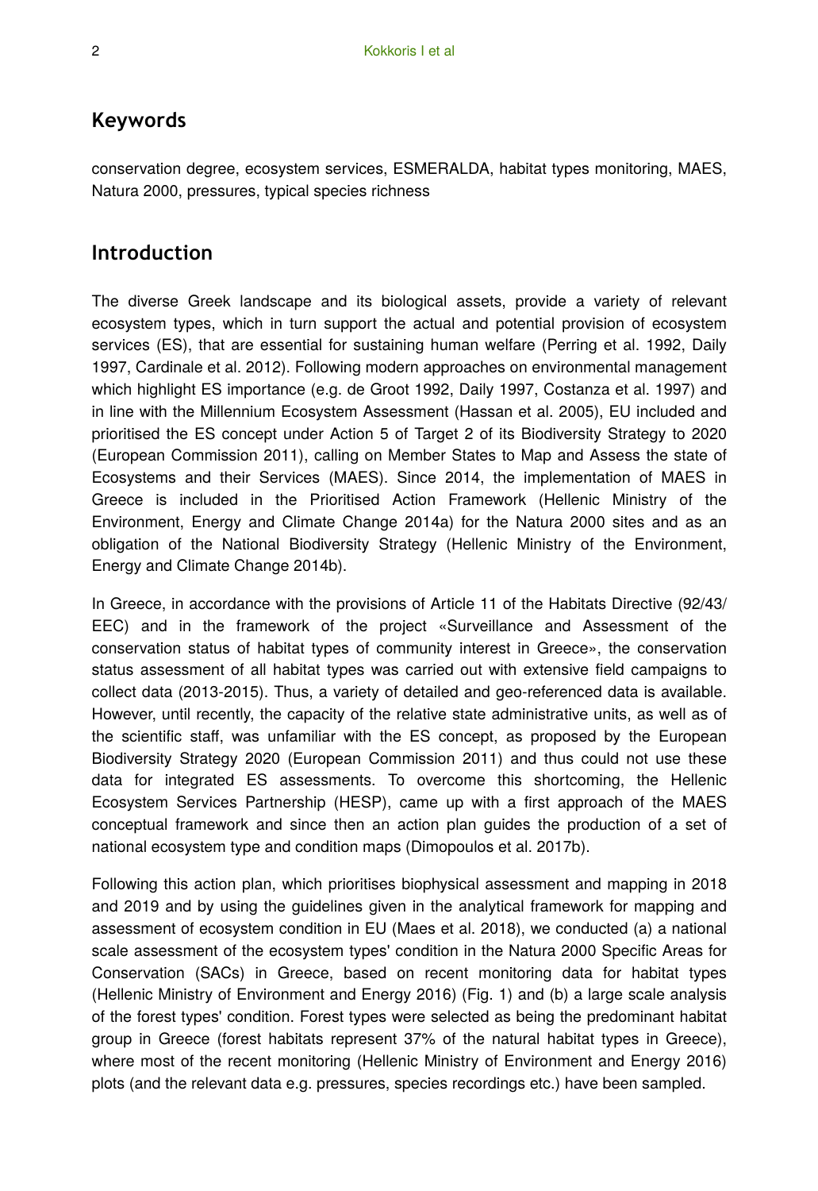## Keywords

conservation degree, ecosystem services, ESMERALDA, habitat types monitoring, MAES, Natura 2000, pressures, typical species richness

## Introduction

The diverse Greek landscape and its biological assets, provide a variety of relevant ecosystem types, which in turn support the actual and potential provision of ecosystem services (ES), that are essential for sustaining human welfare (Perring et al. 1992, Daily 1997, Cardinale et al. 2012). Following modern approaches on environmental management which highlight ES importance (e.g. de Groot 1992, Daily 1997, Costanza et al. 1997) and in line with the Millennium Ecosystem Assessment (Hassan et al. 2005), EU included and prioritised the ES concept under Action 5 of Target 2 of its Biodiversity Strategy to 2020 (European Commission 2011), calling on Member States to Map and Assess the state of Ecosystems and their Services (MAES). Since 2014, the implementation of MAES in Greece is included in the Prioritised Action Framework (Hellenic Ministry of the Environment, Energy and Climate Change 2014a) for the Natura 2000 sites and as an obligation of the National Biodiversity Strategy (Hellenic Ministry of the Environment, Energy and Climate Change 2014b).

In Greece, in accordance with the provisions of Article 11 of the Habitats Directive (92/43/EEC) and in the framework of the project «Surveillance and Assessment of the conservation status of habitat types of community interest in Greece», the conservation status assessment of all habitat types was carried out with extensive field campaigns to collect data (2013-2015). Thus, a variety of detailed and geo-referenced data is available. However, until recently, the capacity of the relative state administrative units, as well as of the scientific staff, was unfamiliar with the ES concept, as proposed by the European Biodiversity Strategy 2020 (European Commission 2011) and thus could not use these data for integrated ES assessments. To overcome this shortcoming, the Hellenic Ecosystem Services Partnership (HESP), came up with a first approach of the MAES conceptual framework and since then an action plan guides the production of a set of national ecosystem type and condition maps (Dimopoulos et al. 2017b).

Following this action plan, which prioritises biophysical assessment and mapping in 2018 and 2019 and by using the guidelines given in the analytical framework for mapping and assessment of ecosystem condition in EU (Maes et al. 2018), we conducted (a) a national scale assessment of the ecosystem types' condition in the Natura 2000 Specific Areas for Conservation (SACs) in Greece, based on recent monitoring data for habitat types (Hellenic Ministry of Environment and Energy 2016) (Fig. 1) and (b) a large scale analysis of the forest types' condition. Forest types were selected as being the predominant habitat group in Greece (forest habitats represent 37% of the natural habitat types in Greece), where most of the recent monitoring (Hellenic Ministry of Environment and Energy 2016) plots (and the relevant data e.g. pressures, species recordings etc.) have been sampled.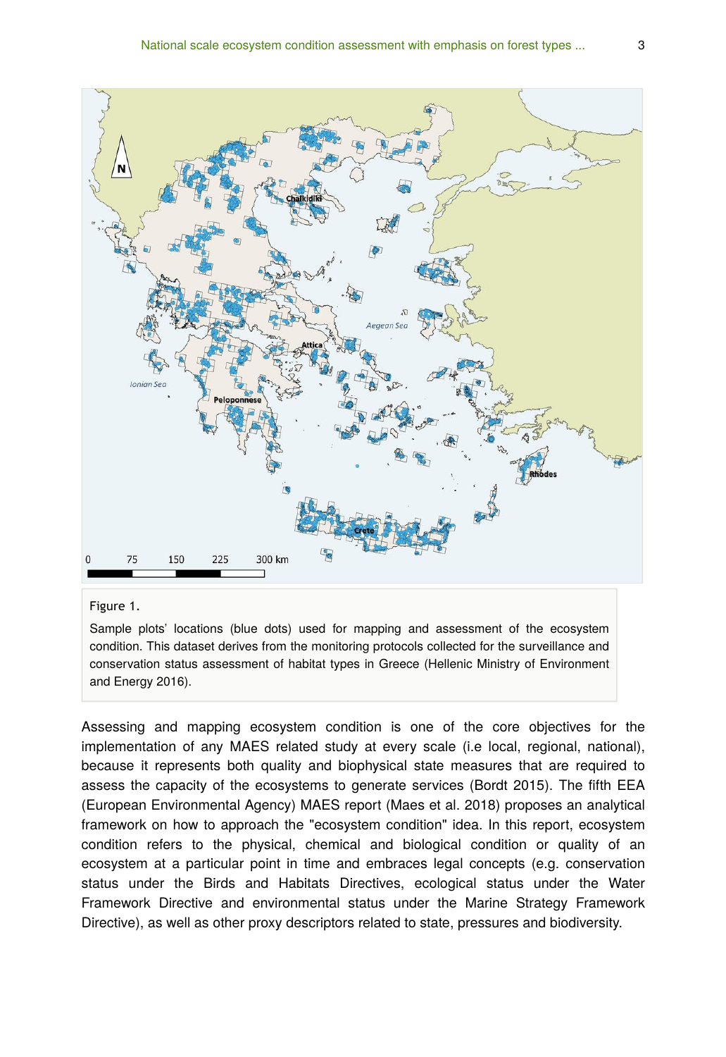Figure 1.

Sample plots' locations (blue dots) used for mapping and assessment of the ecosystem condition. This dataset derives from the monitoring protocols collected for the surveillance and conservation status assessment of habitat types in Greece (Hellenic Ministry of Environment and Energy 2016).

Assessing and mapping ecosystem condition is one of the core objectives for the implementation of any MAES related study at every scale (i.e local, regional, national), because it represents both quality and biophysical state measures that are required to assess the capacity of the ecosystems to generate services (Bordt 2015). The fifth EEA (European Environmental Agency) MAES report (Maes et al. 2018) proposes an analytical framework on how to approach the "ecosystem condition" idea. In this report, ecosystem condition refers to the physical, chemical and biological condition or quality of an ecosystem at a particular point in time and embraces legal concepts (e.g. conservation status under the Birds and Habitats Directives, ecological status under the Water Framework Directive and environmental status under the Marine Strategy Framework Directive), as well as other proxy descriptors related to state, pressures and biodiversity.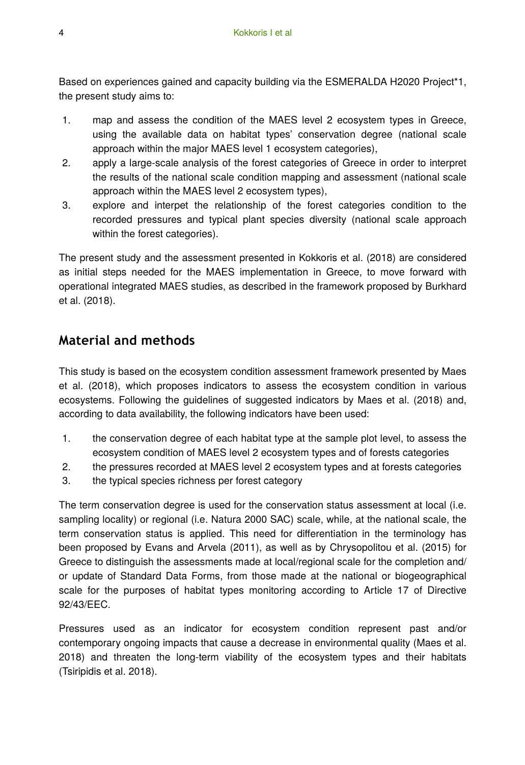Based on experiences gained and capacity building via the ESMERALDA H2020 Project*1, the present study aims to:

1. map and assess the condition of the MAES level 2 ecosystem types in Greece, using the available data on habitat types' conservation degree (national scale approach within the major MAES level 1 ecosystem categories),
2. apply a large-scale analysis of the forest categories of Greece in order to interpret the results of the national scale condition mapping and assessment (national scale approach within the MAES level 2 ecosystem types),
3. explore and interpet the relationship of the forest categories condition to the recorded pressures and typical plant species diversity (national scale approach within the forest categories).

The present study and the assessment presented in Kokkoris et al. (2018) are considered as initial steps needed for the MAES implementation in Greece, to move forward with operational integrated MAES studies, as described in the framework proposed by Burkhard et al. (2018).

## Material and methods

This study is based on the ecosystem condition assessment framework presented by Maes et al. (2018), which proposes indicators to assess the ecosystem condition in various ecosystems. Following the guidelines of suggested indicators by Maes et al. (2018) and, according to data availability, the following indicators have been used:

1. the conservation degree of each habitat type at the sample plot level, to assess the ecosystem condition of MAES level 2 ecosystem types and of forests categories
2. the pressures recorded at MAES level 2 ecosystem types and at forests categories
3. the typical species richness per forest category

The term conservation degree is used for the conservation status assessment at local (i.e. sampling locality) or regional (i.e. Natura 2000 SAC) scale, while, at the national scale, the term conservation status is applied. This need for differentiation in the terminology has been proposed by Evans and Arvela (2011), as well as by Chrysopolitou et al. (2015) for Greece to distinguish the assessments made at local/regional scale for the completion and/or update of Standard Data Forms, from those made at the national or biogeographical scale for the purposes of habitat types monitoring according to Article 17 of Directive 92/43/EEC.

Pressures used as an indicator for ecosystem condition represent past and/or contemporary ongoing impacts that cause a decrease in environmental quality (Maes et al. 2018) and threaten the long-term viability of the ecosystem types and their habitats (Tsiripidis et al. 2018).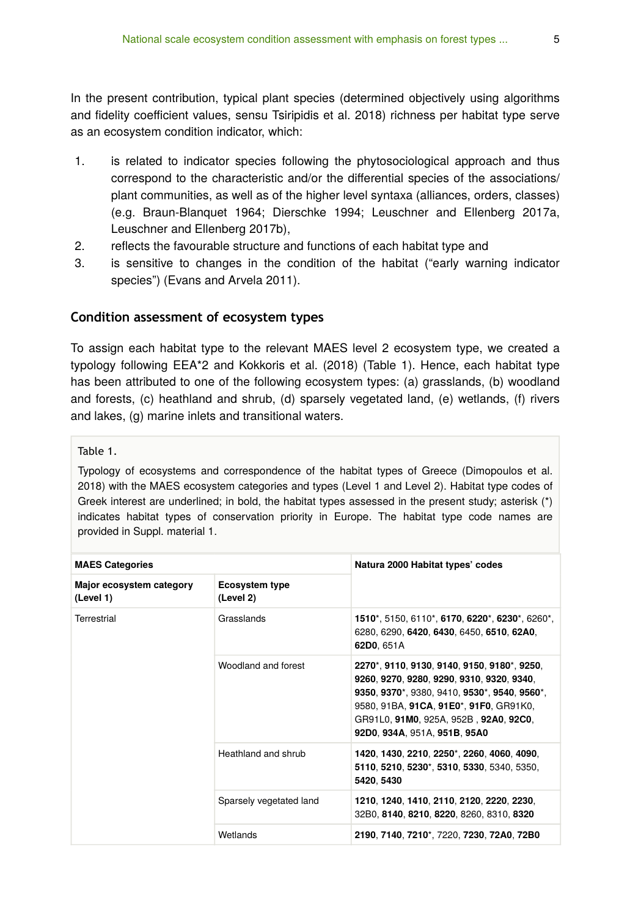In the present contribution, typical plant species (determined objectively using algorithms and fidelity coefficient values, sensu Tsiripidis et al. 2018) richness per habitat type serve as an ecosystem condition indicator, which:

1. is related to indicator species following the phytosociological approach and thus correspond to the characteristic and/or the differential species of the associations/ plant communities, as well as of the higher level syntaxa (alliances, orders, classes) (e.g. Braun-Blanquet 1964; Dierschke 1994; Leuschner and Ellenberg 2017a, Leuschner and Ellenberg 2017b),
2. reflects the favourable structure and functions of each habitat type and
3. is sensitive to changes in the condition of the habitat ("early warning indicator species") (Evans and Arvela 2011).

### Condition assessment of ecosystem types

To assign each habitat type to the relevant MAES level 2 ecosystem type, we created a typology following EEA*2 and Kokkoris et al. (2018) (Table 1). Hence, each habitat type has been attributed to one of the following ecosystem types: (a) grasslands, (b) woodland and forests, (c) heathland and shrub, (d) sparsely vegetated land, (e) wetlands, (f) rivers and lakes, (g) marine inlets and transitional waters.

Table 1.

Typology of ecosystems and correspondence of the habitat types of Greece (Dimopoulos et al. 2018) with the MAES ecosystem categories and types (Level 1 and Level 2). Habitat type codes of Greek interest are underlined; in bold, the habitat types assessed in the present study; asterisk (*) indicates habitat types of conservation priority in Europe. The habitat type code names are provided in Suppl. material 1.

| **MAES Categories** | | **Natura 2000 Habitat types' codes** |
|---|---|---|
| **Major ecosystem category (Level 1)** | **Ecosystem type (Level 2)** | |
| Terrestrial | Grasslands | **1510***, 5150, 6110*, **6170**, **6220***, **6230***, 6260*, 6280, 6290, **6420**, **6430**, 6450, **6510**, **62A0**, **62D0**, 651A |
| | Woodland and forest | **2270***, **9110**, **9130**, **9140**, **9150**, **9180***, **9250**, **9260**, **9270**, **9280**, **9290**, **9310**, **9320**, **9340**, **9350**, **9370***, 9380, 9410, **9530***, **9540**, **9560***, 9580, 91BA, **91CA**, **91E0***, **91F0**, GR91K0, GR91L0, **91M0**, 925A, 952B , **92A0**, **92C0**, **92D0**, **934A**, 951A, **951B**, **95A0** |
| | Heathland and shrub | **1420**, **1430**, **2210**, **2250***, **2260**, **4060**, **4090**, **5110**, **5210**, **5230***, **5310**, **5330**, 5340, 5350, **5420**, **5430** |
| | Sparsely vegetated land | **1210**, **1240**, **1410**, **2110**, **2120**, **2220**, **2230**, 32B0, **8140**, **8210**, **8220**, 8260, 8310, **8320** |
| | Wetlands | **2190**, **7140**, **7210***, 7220, **7230**, **72A0**, **72B0** |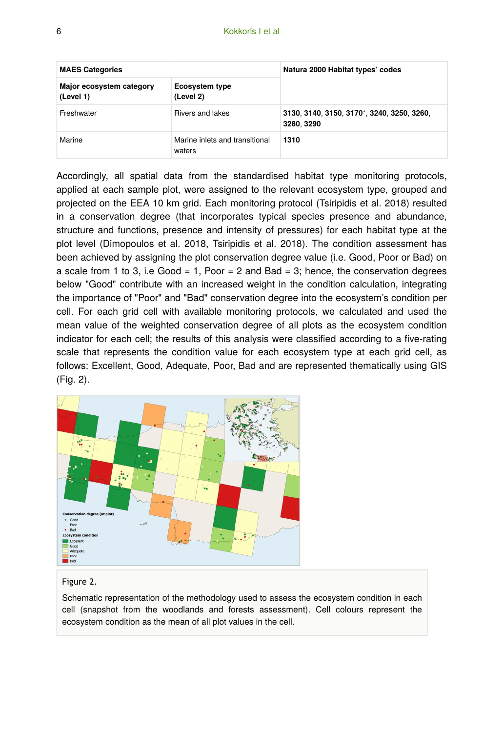| MAES Categories | | Natura 2000 Habitat types' codes |
|---|---|---|
| **Major ecosystem category (Level 1)** | **Ecosystem type (Level 2)** | |
| Freshwater | Rivers and lakes | **3130**, **3140**, **3150**, **3170***, **3240**, **3250**, **3260**, **3280**, **3290** |
| Marine | Marine inlets and transitional waters | **1310** |

Accordingly, all spatial data from the standardised habitat type monitoring protocols, applied at each sample plot, were assigned to the relevant ecosystem type, grouped and projected on the EEA 10 km grid. Each monitoring protocol (Tsiripidis et al. 2018) resulted in a conservation degree (that incorporates typical species presence and abundance, structure and functions, presence and intensity of pressures) for each habitat type at the plot level (Dimopoulos et al. 2018, Tsiripidis et al. 2018). The condition assessment has been achieved by assigning the plot conservation degree value (i.e. Good, Poor or Bad) on a scale from 1 to 3, i.e Good = 1, Poor = 2 and Bad = 3; hence, the conservation degrees below "Good" contribute with an increased weight in the condition calculation, integrating the importance of "Poor" and "Bad" conservation degree into the ecosystem's condition per cell. For each grid cell with available monitoring protocols, we calculated and used the mean value of the weighted conservation degree of all plots as the ecosystem condition indicator for each cell; the results of this analysis were classified according to a five-rating scale that represents the condition value for each ecosystem type at each grid cell, as follows: Excellent, Good, Adequate, Poor, Bad and are represented thematically using GIS (Fig. 2).

Figure 2.

Schematic representation of the methodology used to assess the ecosystem condition in each cell (snapshot from the woodlands and forests assessment). Cell colours represent the ecosystem condition as the mean of all plot values in the cell.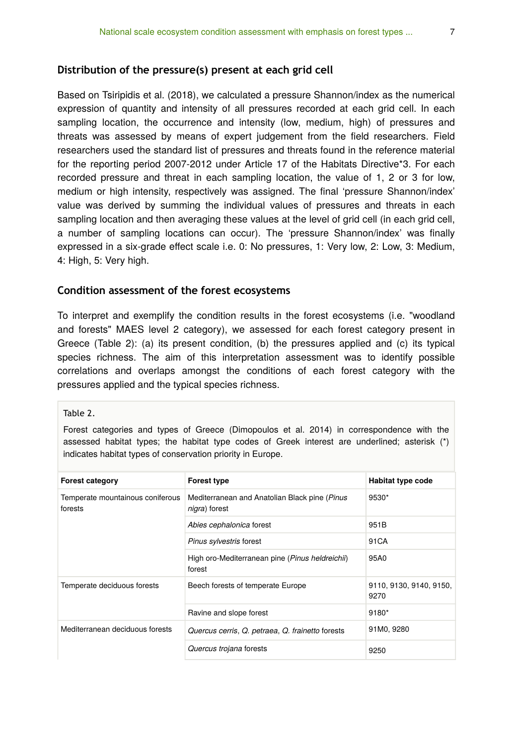### Distribution of the pressure(s) present at each grid cell

Based on Tsiripidis et al. (2018), we calculated a pressure Shannon/index as the numerical expression of quantity and intensity of all pressures recorded at each grid cell. In each sampling location, the occurrence and intensity (low, medium, high) of pressures and threats was assessed by means of expert judgement from the field researchers. Field researchers used the standard list of pressures and threats found in the reference material for the reporting period 2007-2012 under Article 17 of the Habitats Directive*3. For each recorded pressure and threat in each sampling location, the value of 1, 2 or 3 for low, medium or high intensity, respectively was assigned. The final 'pressure Shannon/index' value was derived by summing the individual values of pressures and threats in each sampling location and then averaging these values at the level of grid cell (in each grid cell, a number of sampling locations can occur). The 'pressure Shannon/index' was finally expressed in a six-grade effect scale i.e. 0: No pressures, 1: Very low, 2: Low, 3: Medium, 4: High, 5: Very high.

### Condition assessment of the forest ecosystems

To interpret and exemplify the condition results in the forest ecosystems (i.e. "woodland and forests" MAES level 2 category), we assessed for each forest category present in Greece (Table 2): (a) its present condition, (b) the pressures applied and (c) its typical species richness. The aim of this interpretation assessment was to identify possible correlations and overlaps amongst the conditions of each forest category with the pressures applied and the typical species richness.

Table 2.

Forest categories and types of Greece (Dimopoulos et al. 2014) in correspondence with the assessed habitat types; the habitat type codes of Greek interest are underlined; asterisk (*) indicates habitat types of conservation priority in Europe.

| Forest category | Forest type | Habitat type code |
|---|---|---|
| Temperate mountainous coniferous forests | Mediterranean and Anatolian Black pine (*Pinus nigra*) forest | 9530* |
| | *Abies cephalonica* forest | 951B |
| | *Pinus sylvestris* forest | 91CA |
| | High oro-Mediterranean pine (*Pinus heldreichii*) forest | 95A0 |
| Temperate deciduous forests | Beech forests of temperate Europe | 9110, 9130, 9140, 9150, 9270 |
| | Ravine and slope forest | 9180* |
| Mediterranean deciduous forests | *Quercus cerris*, *Q. petraea*, *Q. frainetto* forests | 91M0, 9280 |
| | *Quercus trojana* forests | 9250 |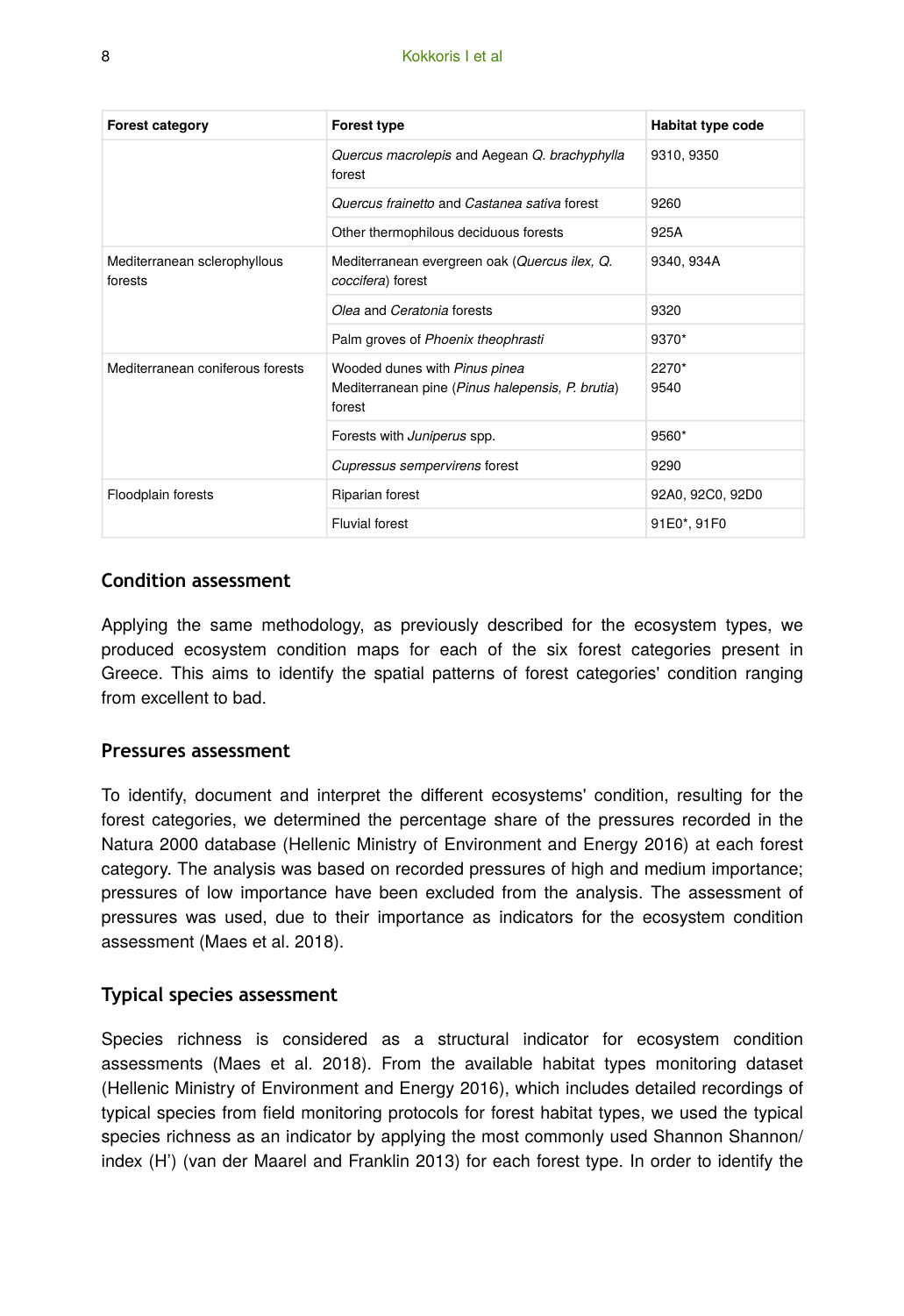| Forest category | Forest type | Habitat type code |
| --- | --- | --- |
| | *Quercus macrolepis* and Aegean *Q. brachyphylla* forest | 9310, 9350 |
| | *Quercus frainetto* and *Castanea sativa* forest | 9260 |
| | Other thermophilous deciduous forests | 925A |
| Mediterranean sclerophyllous forests | Mediterranean evergreen oak (*Quercus ilex, Q. coccifera*) forest | 9340, 934A |
| | *Olea* and *Ceratonia* forests | 9320 |
| | Palm groves of *Phoenix theophrasti* | 9370* |
| Mediterranean coniferous forests | Wooded dunes with *Pinus pinea* Mediterranean pine (*Pinus halepensis, P. brutia*) forest | 2270* 9540 |
| | Forests with *Juniperus* spp. | 9560* |
| | *Cupressus sempervirens* forest | 9290 |
| Floodplain forests | Riparian forest | 92A0, 92C0, 92D0 |
| | Fluvial forest | 91E0*, 91F0 |

## Condition assessment

Applying the same methodology, as previously described for the ecosystem types, we produced ecosystem condition maps for each of the six forest categories present in Greece. This aims to identify the spatial patterns of forest categories' condition ranging from excellent to bad.

## Pressures assessment

To identify, document and interpret the different ecosystems' condition, resulting for the forest categories, we determined the percentage share of the pressures recorded in the Natura 2000 database (Hellenic Ministry of Environment and Energy 2016) at each forest category. The analysis was based on recorded pressures of high and medium importance; pressures of low importance have been excluded from the analysis. The assessment of pressures was used, due to their importance as indicators for the ecosystem condition assessment (Maes et al. 2018).

## Typical species assessment

Species richness is considered as a structural indicator for ecosystem condition assessments (Maes et al. 2018). From the available habitat types monitoring dataset (Hellenic Ministry of Environment and Energy 2016), which includes detailed recordings of typical species from field monitoring protocols for forest habitat types, we used the typical species richness as an indicator by applying the most commonly used Shannon Shannon/ index (H') (van der Maarel and Franklin 2013) for each forest type. In order to identify the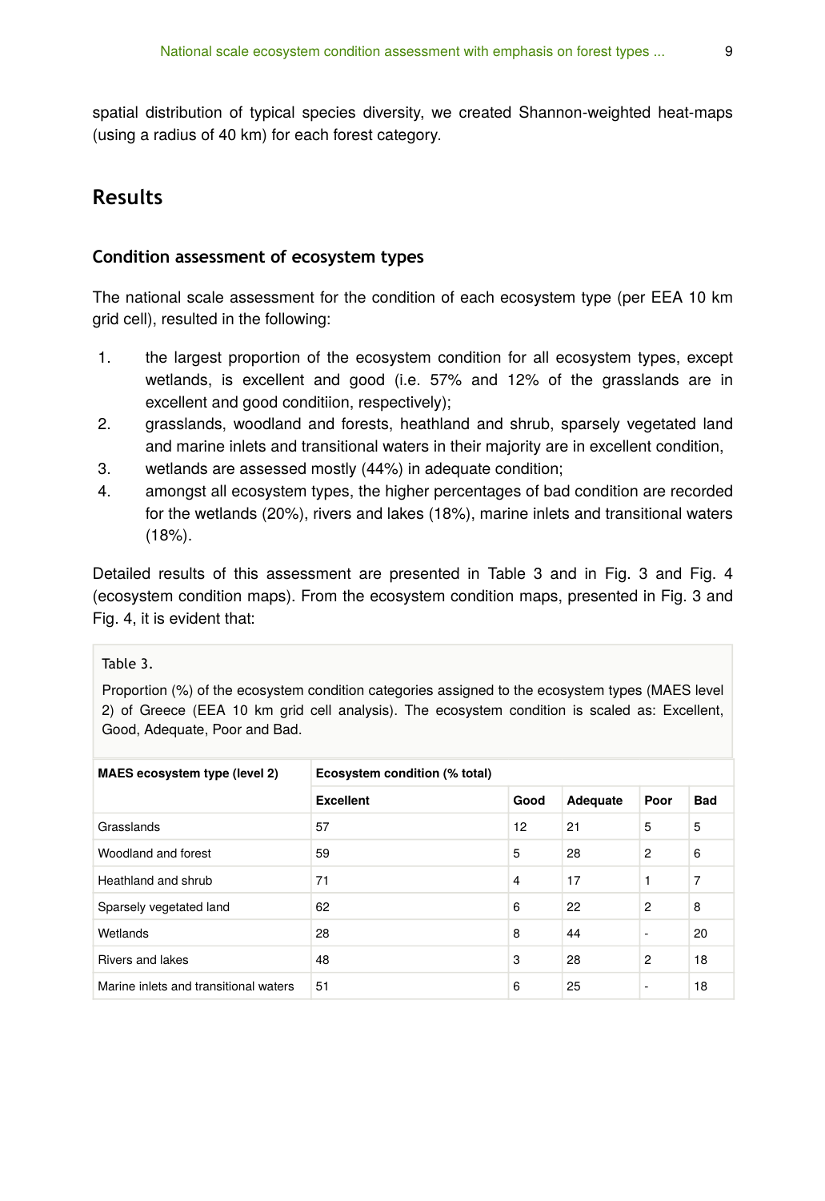spatial distribution of typical species diversity, we created Shannon-weighted heat-maps (using a radius of 40 km) for each forest category.

## Results

### Condition assessment of ecosystem types

The national scale assessment for the condition of each ecosystem type (per EEA 10 km grid cell), resulted in the following:

1. the largest proportion of the ecosystem condition for all ecosystem types, except wetlands, is excellent and good (i.e. 57% and 12% of the grasslands are in excellent and good conditiion, respectively);
2. grasslands, woodland and forests, heathland and shrub, sparsely vegetated land and marine inlets and transitional waters in their majority are in excellent condition,
3. wetlands are assessed mostly (44%) in adequate condition;
4. amongst all ecosystem types, the higher percentages of bad condition are recorded for the wetlands (20%), rivers and lakes (18%), marine inlets and transitional waters (18%).

Detailed results of this assessment are presented in Table 3 and in Fig. 3 and Fig. 4 (ecosystem condition maps). From the ecosystem condition maps, presented in Fig. 3 and Fig. 4, it is evident that:

Table 3.

Proportion (%) of the ecosystem condition categories assigned to the ecosystem types (MAES level 2) of Greece (EEA 10 km grid cell analysis). The ecosystem condition is scaled as: Excellent, Good, Adequate, Poor and Bad.

| **MAES ecosystem type (level 2)** | **Ecosystem condition (% total)** | | | | |
|---|---|---|---|---|---|
| | **Excellent** | **Good** | **Adequate** | **Poor** | **Bad** |
| Grasslands | 57 | 12 | 21 | 5 | 5 |
| Woodland and forest | 59 | 5 | 28 | 2 | 6 |
| Heathland and shrub | 71 | 4 | 17 | 1 | 7 |
| Sparsely vegetated land | 62 | 6 | 22 | 2 | 8 |
| Wetlands | 28 | 8 | 44 | - | 20 |
| Rivers and lakes | 48 | 3 | 28 | 2 | 18 |
| Marine inlets and transitional waters | 51 | 6 | 25 | - | 18 |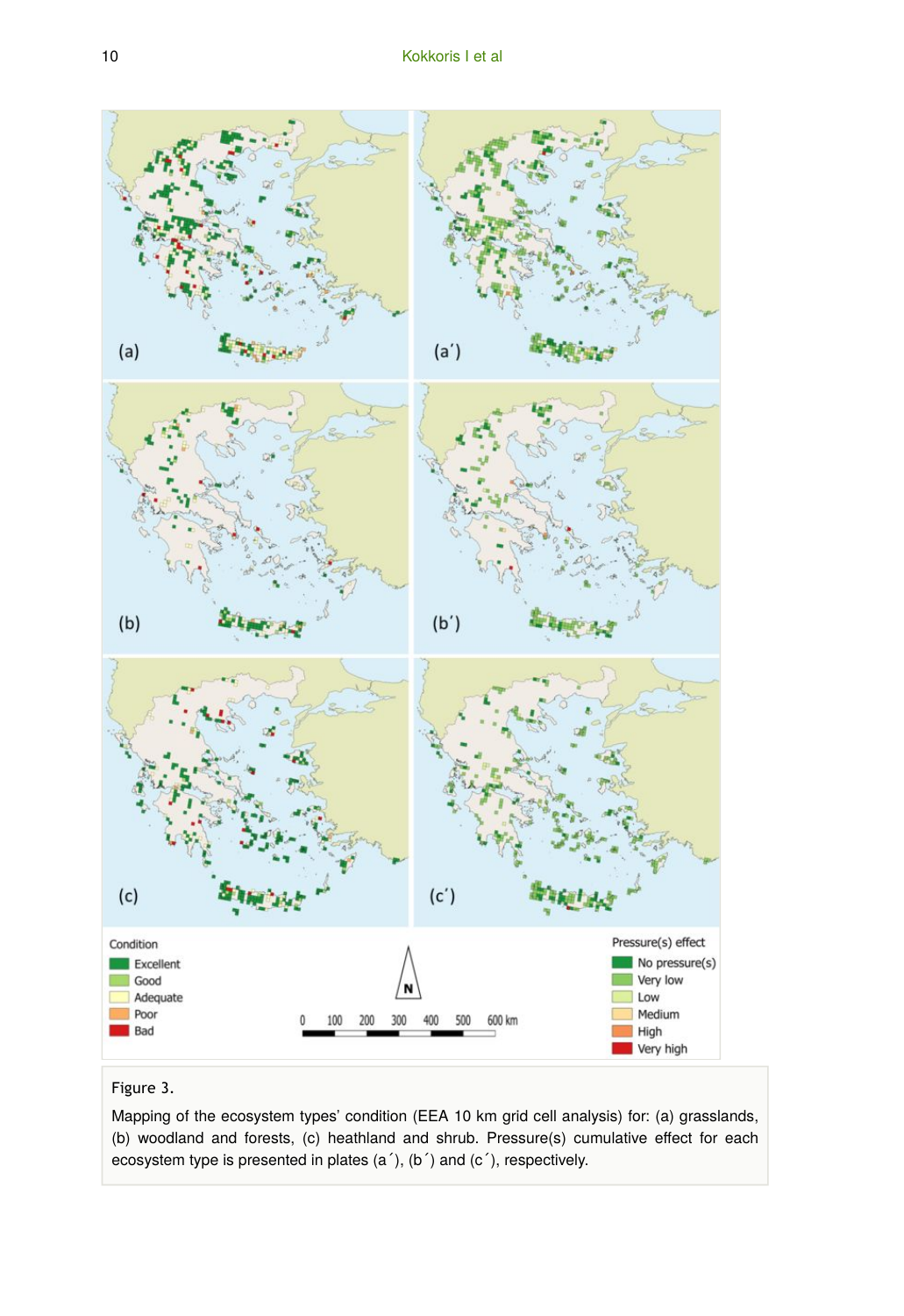Figure 3.

Mapping of the ecosystem types' condition (EEA 10 km grid cell analysis) for: (a) grasslands, (b) woodland and forests, (c) heathland and shrub. Pressure(s) cumulative effect for each ecosystem type is presented in plates (a´), (b´) and (c´), respectively.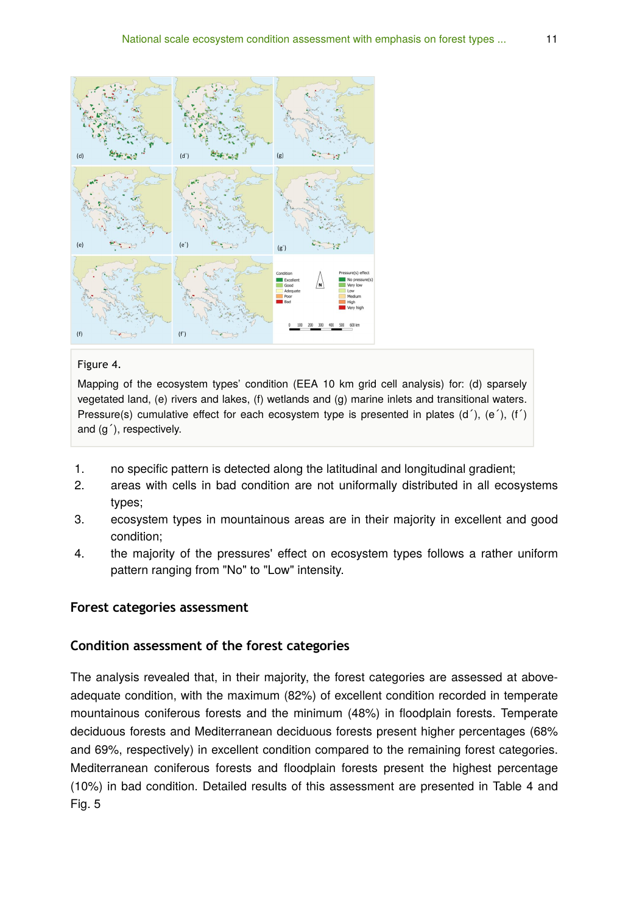Figure 4.

Mapping of the ecosystem types' condition (EEA 10 km grid cell analysis) for: (d) sparsely vegetated land, (e) rivers and lakes, (f) wetlands and (g) marine inlets and transitional waters. Pressure(s) cumulative effect for each ecosystem type is presented in plates (d´), (e´), (f´) and (g´), respectively.

1. no specific pattern is detected along the latitudinal and longitudinal gradient;
2. areas with cells in bad condition are not uniformally distributed in all ecosystems types;
3. ecosystem types in mountainous areas are in their majority in excellent and good condition;
4. the majority of the pressures' effect on ecosystem types follows a rather uniform pattern ranging from "No" to "Low" intensity.

## Forest categories assessment

## Condition assessment of the forest categories

The analysis revealed that, in their majority, the forest categories are assessed at above-adequate condition, with the maximum (82%) of excellent condition recorded in temperate mountainous coniferous forests and the minimum (48%) in floodplain forests. Temperate deciduous forests and Mediterranean deciduous forests present higher percentages (68% and 69%, respectively) in excellent condition compared to the remaining forest categories. Mediterranean coniferous forests and floodplain forests present the highest percentage (10%) in bad condition. Detailed results of this assessment are presented in Table 4 and Fig. 5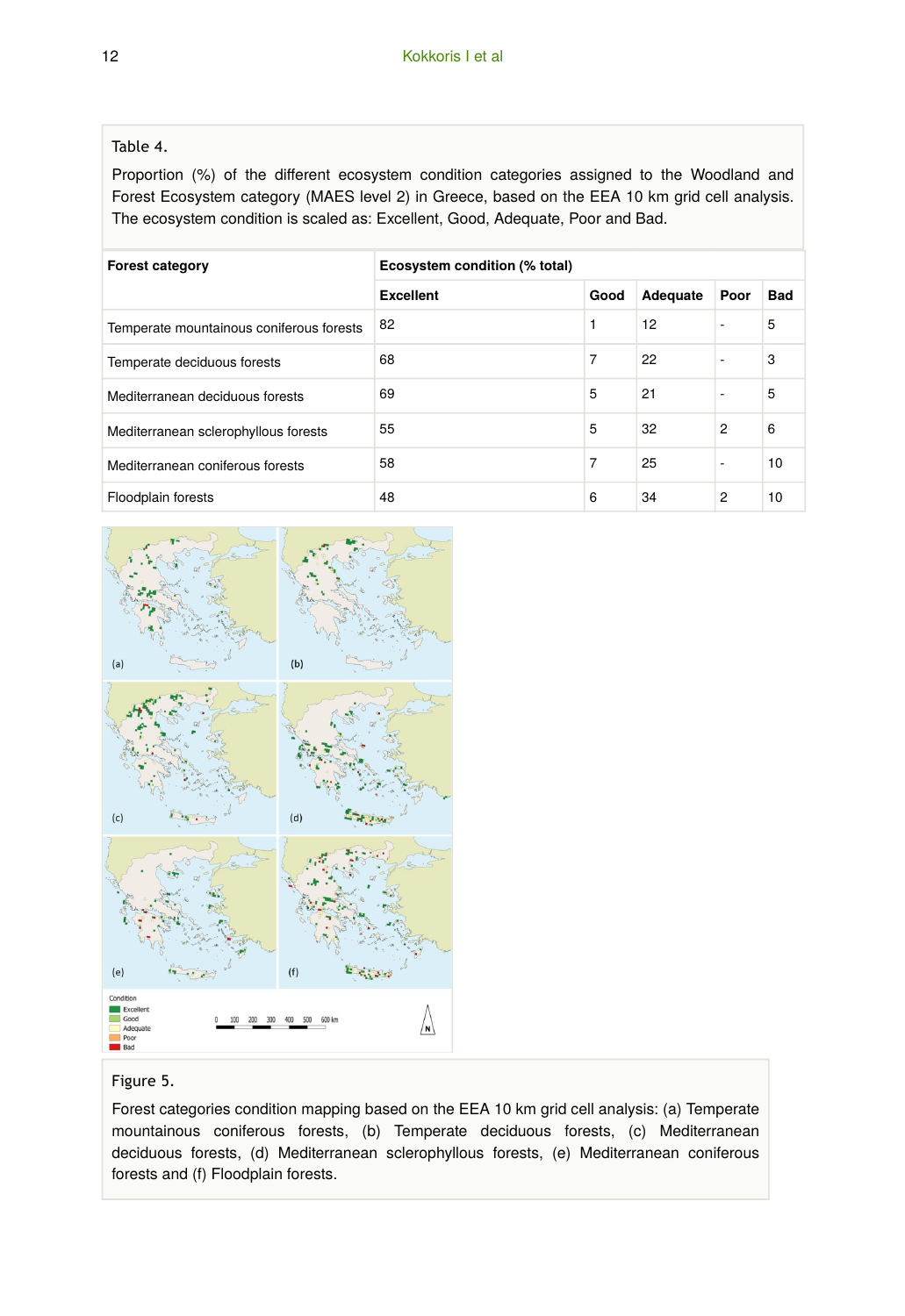Table 4.

Proportion (%) of the different ecosystem condition categories assigned to the Woodland and Forest Ecosystem category (MAES level 2) in Greece, based on the EEA 10 km grid cell analysis. The ecosystem condition is scaled as: Excellent, Good, Adequate, Poor and Bad.

| **Forest category** | **Ecosystem condition (% total)** | | | | |
|---|---|---|---|---|---|
| | **Excellent** | **Good** | **Adequate** | **Poor** | **Bad** |
| Temperate mountainous coniferous forests | 82 | 1 | 12 | - | 5 |
| Temperate deciduous forests | 68 | 7 | 22 | - | 3 |
| Mediterranean deciduous forests | 69 | 5 | 21 | - | 5 |
| Mediterranean sclerophyllous forests | 55 | 5 | 32 | 2 | 6 |
| Mediterranean coniferous forests | 58 | 7 | 25 | - | 10 |
| Floodplain forests | 48 | 6 | 34 | 2 | 10 |

Figure 5.

Forest categories condition mapping based on the EEA 10 km grid cell analysis: (a) Temperate mountainous coniferous forests, (b) Temperate deciduous forests, (c) Mediterranean deciduous forests, (d) Mediterranean sclerophyllous forests, (e) Mediterranean coniferous forests and (f) Floodplain forests.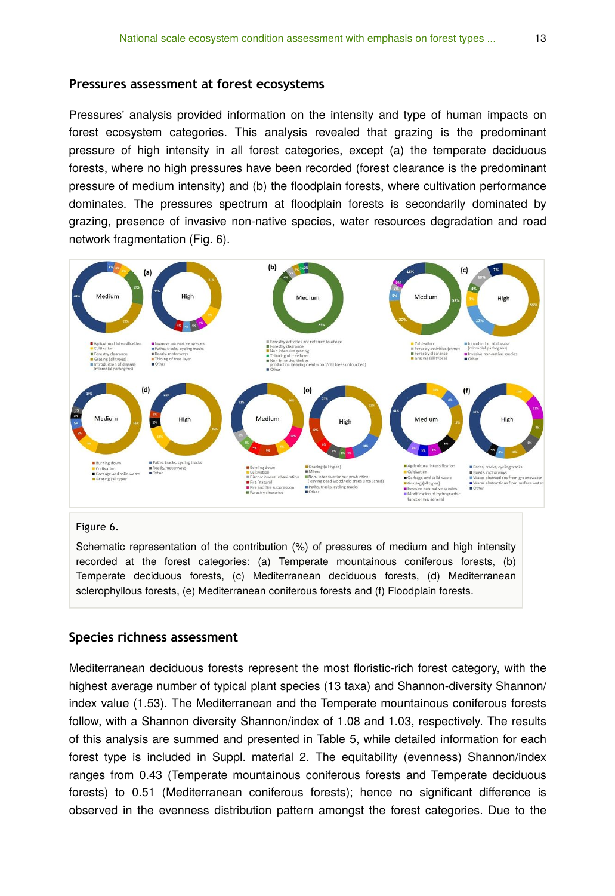### Pressures assessment at forest ecosystems

Pressures' analysis provided information on the intensity and type of human impacts on forest ecosystem categories. This analysis revealed that grazing is the predominant pressure of high intensity in all forest categories, except (a) the temperate deciduous forests, where no high pressures have been recorded (forest clearance is the predominant pressure of medium intensity) and (b) the floodplain forests, where cultivation performance dominates. The pressures spectrum at floodplain forests is secondarily dominated by grazing, presence of invasive non-native species, water resources degradation and road network fragmentation (Fig. 6).

Figure 6.

Schematic representation of the contribution (%) of pressures of medium and high intensity recorded at the forest categories: (a) Temperate mountainous coniferous forests, (b) Temperate deciduous forests, (c) Mediterranean deciduous forests, (d) Mediterranean sclerophyllous forests, (e) Mediterranean coniferous forests and (f) Floodplain forests.

### Species richness assessment

Mediterranean deciduous forests represent the most floristic-rich forest category, with the highest average number of typical plant species (13 taxa) and Shannon-diversity Shannon/ index value (1.53). The Mediterranean and the Temperate mountainous coniferous forests follow, with a Shannon diversity Shannon/index of 1.08 and 1.03, respectively. The results of this analysis are summed and presented in Table 5, while detailed information for each forest type is included in Suppl. material 2. The equitability (evenness) Shannon/index ranges from 0.43 (Temperate mountainous coniferous forests and Temperate deciduous forests) to 0.51 (Mediterranean coniferous forests); hence no significant difference is observed in the evenness distribution pattern amongst the forest categories. Due to the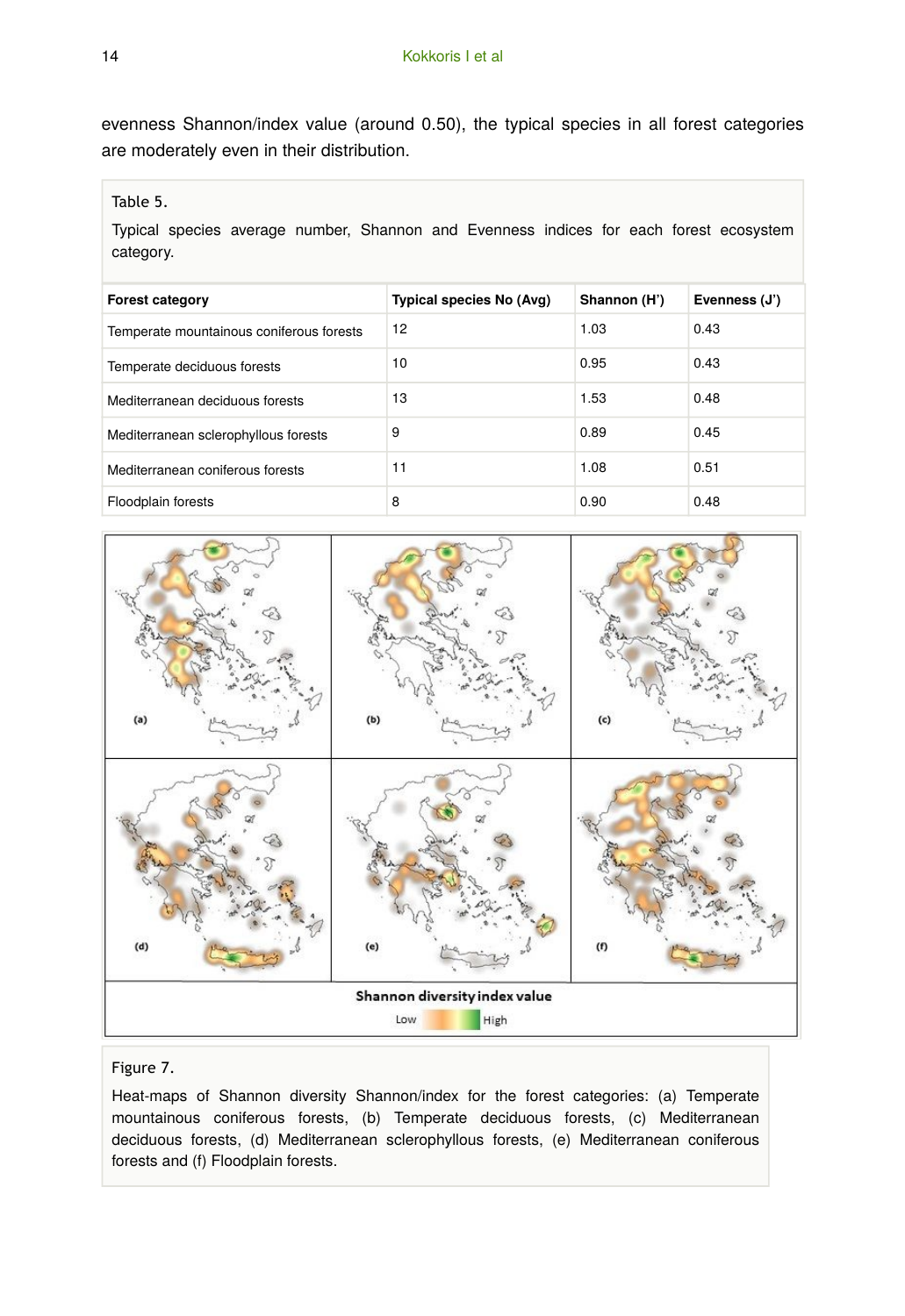evenness Shannon/index value (around 0.50), the typical species in all forest categories are moderately even in their distribution.

Table 5.

Typical species average number, Shannon and Evenness indices for each forest ecosystem category.

| Forest category | Typical species No (Avg) | Shannon (H') | Evenness (J') |
| --- | --- | --- | --- |
| Temperate mountainous coniferous forests | 12 | 1.03 | 0.43 |
| Temperate deciduous forests | 10 | 0.95 | 0.43 |
| Mediterranean deciduous forests | 13 | 1.53 | 0.48 |
| Mediterranean sclerophyllous forests | 9 | 0.89 | 0.45 |
| Mediterranean coniferous forests | 11 | 1.08 | 0.51 |
| Floodplain forests | 8 | 0.90 | 0.48 |

Figure 7.

Heat-maps of Shannon diversity Shannon/index for the forest categories: (a) Temperate mountainous coniferous forests, (b) Temperate deciduous forests, (c) Mediterranean deciduous forests, (d) Mediterranean sclerophyllous forests, (e) Mediterranean coniferous forests and (f) Floodplain forests.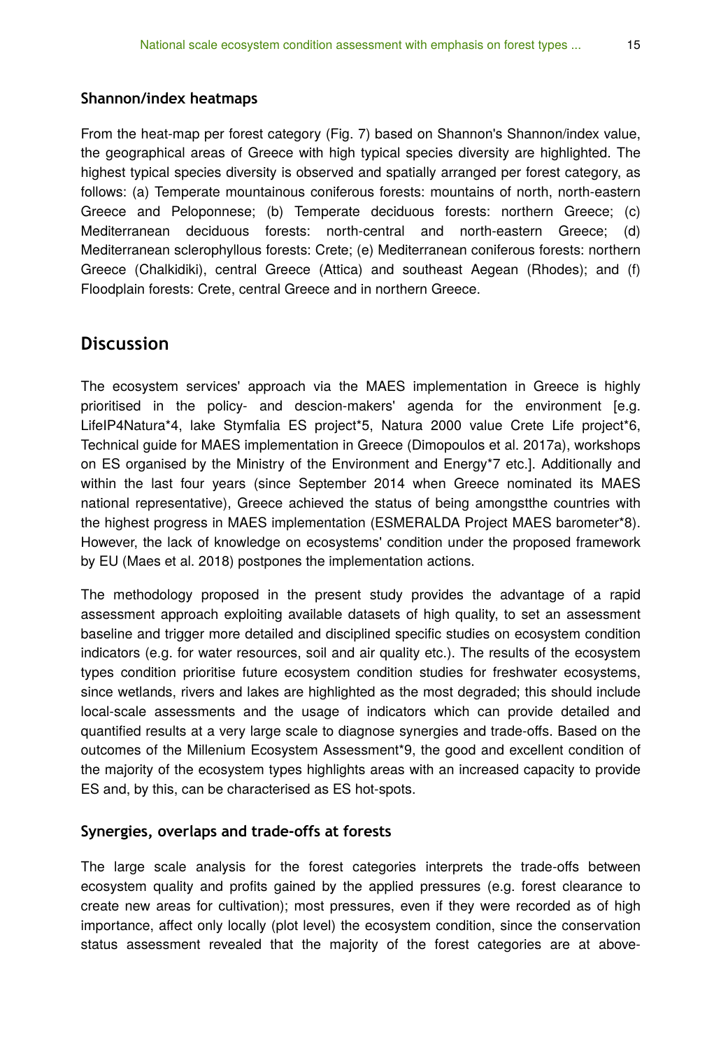### Shannon/index heatmaps

From the heat-map per forest category (Fig. 7) based on Shannon's Shannon/index value, the geographical areas of Greece with high typical species diversity are highlighted. The highest typical species diversity is observed and spatially arranged per forest category, as follows: (a) Temperate mountainous coniferous forests: mountains of north, north-eastern Greece and Peloponnese; (b) Temperate deciduous forests: northern Greece; (c) Mediterranean deciduous forests: north-central and north-eastern Greece; (d) Mediterranean sclerophyllous forests: Crete; (e) Mediterranean coniferous forests: northern Greece (Chalkidiki), central Greece (Attica) and southeast Aegean (Rhodes); and (f) Floodplain forests: Crete, central Greece and in northern Greece.

## Discussion

The ecosystem services' approach via the MAES implementation in Greece is highly prioritised in the policy- and descion-makers' agenda for the environment [e.g. LifeIP4Natura*4, lake Stymfalia ES project*5, Natura 2000 value Crete Life project*6, Technical guide for MAES implementation in Greece (Dimopoulos et al. 2017a), workshops on ES organised by the Ministry of the Environment and Energy*7 etc.]. Additionally and within the last four years (since September 2014 when Greece nominated its MAES national representative), Greece achieved the status of being amongstthe countries with the highest progress in MAES implementation (ESMERALDA Project MAES barometer*8). However, the lack of knowledge on ecosystems' condition under the proposed framework by EU (Maes et al. 2018) postpones the implementation actions.

The methodology proposed in the present study provides the advantage of a rapid assessment approach exploiting available datasets of high quality, to set an assessment baseline and trigger more detailed and disciplined specific studies on ecosystem condition indicators (e.g. for water resources, soil and air quality etc.). The results of the ecosystem types condition prioritise future ecosystem condition studies for freshwater ecosystems, since wetlands, rivers and lakes are highlighted as the most degraded; this should include local-scale assessments and the usage of indicators which can provide detailed and quantified results at a very large scale to diagnose synergies and trade-offs. Based on the outcomes of the Millenium Ecosystem Assessment*9, the good and excellent condition of the majority of the ecosystem types highlights areas with an increased capacity to provide ES and, by this, can be characterised as ES hot-spots.

### Synergies, overlaps and trade-offs at forests

The large scale analysis for the forest categories interprets the trade-offs between ecosystem quality and profits gained by the applied pressures (e.g. forest clearance to create new areas for cultivation); most pressures, even if they were recorded as of high importance, affect only locally (plot level) the ecosystem condition, since the conservation status assessment revealed that the majority of the forest categories are at above-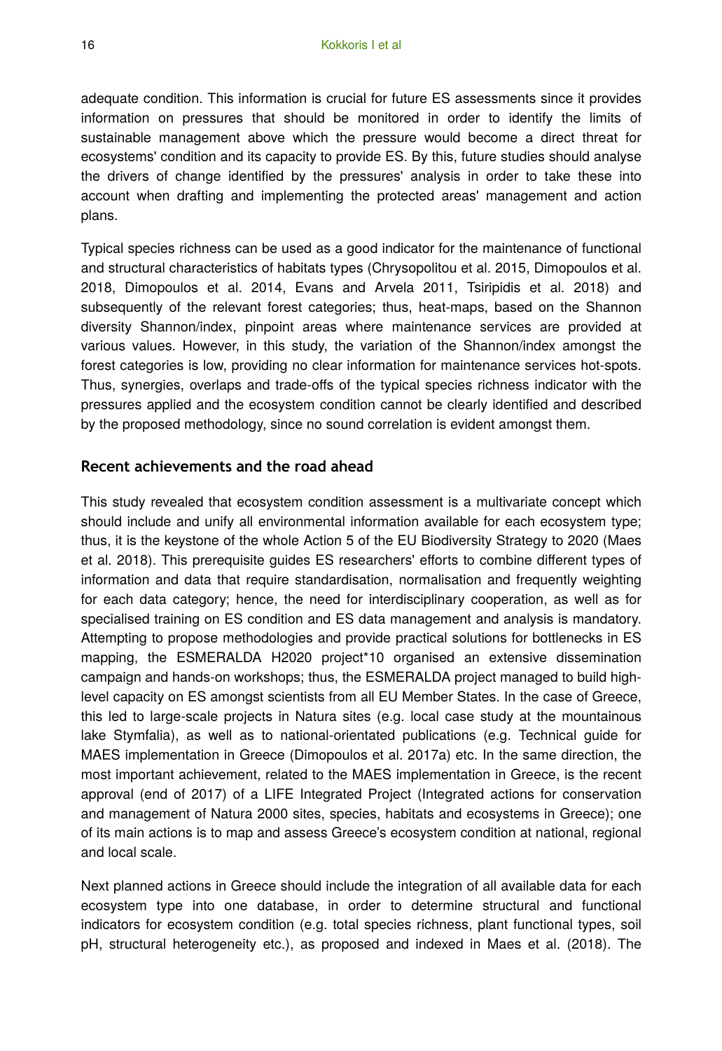adequate condition. This information is crucial for future ES assessments since it provides information on pressures that should be monitored in order to identify the limits of sustainable management above which the pressure would become a direct threat for ecosystems' condition and its capacity to provide ES. By this, future studies should analyse the drivers of change identified by the pressures' analysis in order to take these into account when drafting and implementing the protected areas' management and action plans.

Typical species richness can be used as a good indicator for the maintenance of functional and structural characteristics of habitats types (Chrysopolitou et al. 2015, Dimopoulos et al. 2018, Dimopoulos et al. 2014, Evans and Arvela 2011, Tsiripidis et al. 2018) and subsequently of the relevant forest categories; thus, heat-maps, based on the Shannon diversity Shannon/index, pinpoint areas where maintenance services are provided at various values. However, in this study, the variation of the Shannon/index amongst the forest categories is low, providing no clear information for maintenance services hot-spots. Thus, synergies, overlaps and trade-offs of the typical species richness indicator with the pressures applied and the ecosystem condition cannot be clearly identified and described by the proposed methodology, since no sound correlation is evident amongst them.

## Recent achievements and the road ahead

This study revealed that ecosystem condition assessment is a multivariate concept which should include and unify all environmental information available for each ecosystem type; thus, it is the keystone of the whole Action 5 of the EU Biodiversity Strategy to 2020 (Maes et al. 2018). This prerequisite guides ES researchers' efforts to combine different types of information and data that require standardisation, normalisation and frequently weighting for each data category; hence, the need for interdisciplinary cooperation, as well as for specialised training on ES condition and ES data management and analysis is mandatory. Attempting to propose methodologies and provide practical solutions for bottlenecks in ES mapping, the ESMERALDA H2020 project*10 organised an extensive dissemination campaign and hands-on workshops; thus, the ESMERALDA project managed to build high-level capacity on ES amongst scientists from all EU Member States. In the case of Greece, this led to large-scale projects in Natura sites (e.g. local case study at the mountainous lake Stymfalia), as well as to national-orientated publications (e.g. Technical guide for MAES implementation in Greece (Dimopoulos et al. 2017a) etc. In the same direction, the most important achievement, related to the MAES implementation in Greece, is the recent approval (end of 2017) of a LIFE Integrated Project (Integrated actions for conservation and management of Natura 2000 sites, species, habitats and ecosystems in Greece); one of its main actions is to map and assess Greece's ecosystem condition at national, regional and local scale.

Next planned actions in Greece should include the integration of all available data for each ecosystem type into one database, in order to determine structural and functional indicators for ecosystem condition (e.g. total species richness, plant functional types, soil pH, structural heterogeneity etc.), as proposed and indexed in Maes et al. (2018). The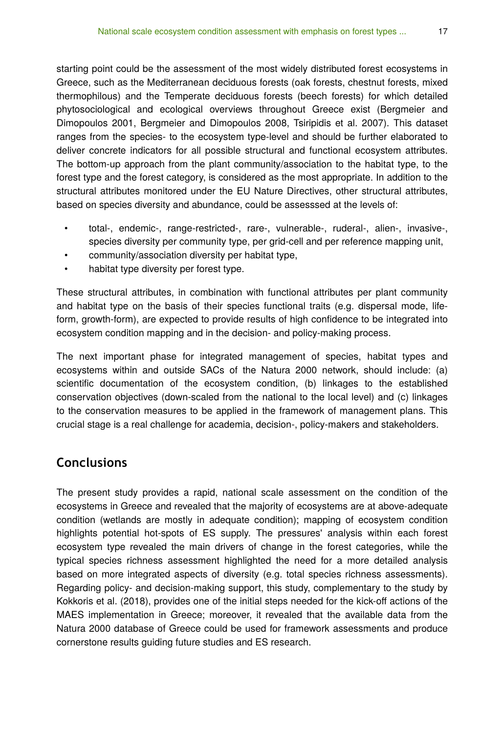starting point could be the assessment of the most widely distributed forest ecosystems in Greece, such as the Mediterranean deciduous forests (oak forests, chestnut forests, mixed thermophilous) and the Temperate deciduous forests (beech forests) for which detailed phytosociological and ecological overviews throughout Greece exist (Bergmeier and Dimopoulos 2001, Bergmeier and Dimopoulos 2008, Tsiripidis et al. 2007). This dataset ranges from the species- to the ecosystem type-level and should be further elaborated to deliver concrete indicators for all possible structural and functional ecosystem attributes. The bottom-up approach from the plant community/association to the habitat type, to the forest type and the forest category, is considered as the most appropriate. In addition to the structural attributes monitored under the EU Nature Directives, other structural attributes, based on species diversity and abundance, could be assesssed at the levels of:

- total-, endemic-, range-restricted-, rare-, vulnerable-, ruderal-, alien-, invasive-, species diversity per community type, per grid-cell and per reference mapping unit,
- community/association diversity per habitat type,
- habitat type diversity per forest type.

These structural attributes, in combination with functional attributes per plant community and habitat type on the basis of their species functional traits (e.g. dispersal mode, life-form, growth-form), are expected to provide results of high confidence to be integrated into ecosystem condition mapping and in the decision- and policy-making process.

The next important phase for integrated management of species, habitat types and ecosystems within and outside SACs of the Natura 2000 network, should include: (a) scientific documentation of the ecosystem condition, (b) linkages to the established conservation objectives (down-scaled from the national to the local level) and (c) linkages to the conservation measures to be applied in the framework of management plans. This crucial stage is a real challenge for academia, decision-, policy-makers and stakeholders.

## Conclusions

The present study provides a rapid, national scale assessment on the condition of the ecosystems in Greece and revealed that the majority of ecosystems are at above-adequate condition (wetlands are mostly in adequate condition); mapping of ecosystem condition highlights potential hot-spots of ES supply. The pressures' analysis within each forest ecosystem type revealed the main drivers of change in the forest categories, while the typical species richness assessment highlighted the need for a more detailed analysis based on more integrated aspects of diversity (e.g. total species richness assessments). Regarding policy- and decision-making support, this study, complementary to the study by Kokkoris et al. (2018), provides one of the initial steps needed for the kick-off actions of the MAES implementation in Greece; moreover, it revealed that the available data from the Natura 2000 database of Greece could be used for framework assessments and produce cornerstone results guiding future studies and ES research.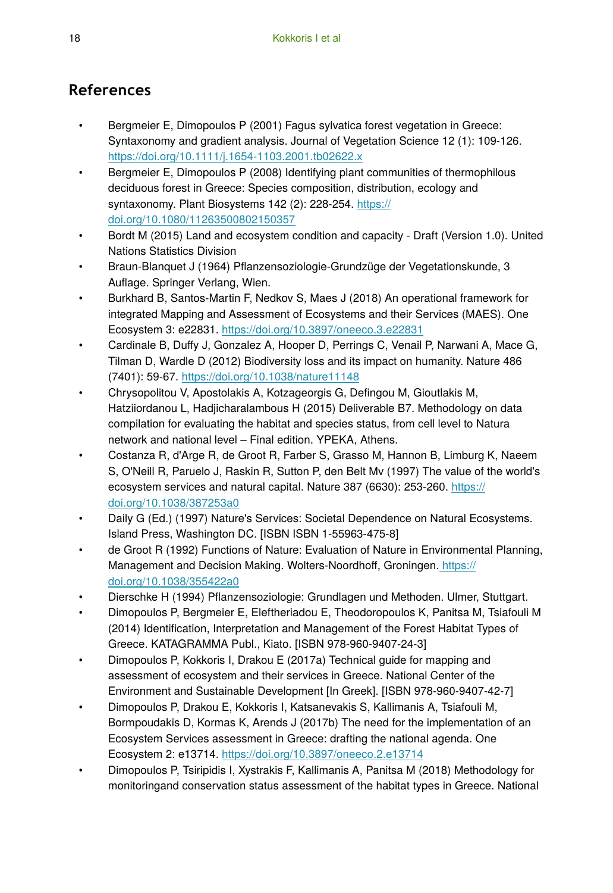## References

- Bergmeier E, Dimopoulos P (2001) Fagus sylvatica forest vegetation in Greece: Syntaxonomy and gradient analysis. Journal of Vegetation Science 12 (1): 109-126. https://doi.org/10.1111/j.1654-1103.2001.tb02622.x
- Bergmeier E, Dimopoulos P (2008) Identifying plant communities of thermophilous deciduous forest in Greece: Species composition, distribution, ecology and syntaxonomy. Plant Biosystems 142 (2): 228-254. https://doi.org/10.1080/11263500802150357
- Bordt M (2015) Land and ecosystem condition and capacity - Draft (Version 1.0). United Nations Statistics Division
- Braun-Blanquet J (1964) Pflanzensoziologie-Grundzüge der Vegetationskunde, 3 Auflage. Springer Verlang, Wien.
- Burkhard B, Santos-Martin F, Nedkov S, Maes J (2018) An operational framework for integrated Mapping and Assessment of Ecosystems and their Services (MAES). One Ecosystem 3: e22831. https://doi.org/10.3897/oneeco.3.e22831
- Cardinale B, Duffy J, Gonzalez A, Hooper D, Perrings C, Venail P, Narwani A, Mace G, Tilman D, Wardle D (2012) Biodiversity loss and its impact on humanity. Nature 486 (7401): 59-67. https://doi.org/10.1038/nature11148
- Chrysopolitou V, Apostolakis A, Kotzageorgis G, Defingou M, Gioutlakis M, Hatziiordanou L, Hadjicharalambous H (2015) Deliverable B7. Methodology on data compilation for evaluating the habitat and species status, from cell level to Natura network and national level – Final edition. YPEKA, Athens.
- Costanza R, d'Arge R, de Groot R, Farber S, Grasso M, Hannon B, Limburg K, Naeem S, O'Neill R, Paruelo J, Raskin R, Sutton P, den Belt Mv (1997) The value of the world's ecosystem services and natural capital. Nature 387 (6630): 253-260. https://doi.org/10.1038/387253a0
- Daily G (Ed.) (1997) Nature's Services: Societal Dependence on Natural Ecosystems. Island Press, Washington DC. [ISBN ISBN 1-55963-475-8]
- de Groot R (1992) Functions of Nature: Evaluation of Nature in Environmental Planning, Management and Decision Making. Wolters-Noordhoff, Groningen. https://doi.org/10.1038/355422a0
- Dierschke H (1994) Pflanzensoziologie: Grundlagen und Methoden. Ulmer, Stuttgart.
- Dimopoulos P, Bergmeier E, Eleftheriadou E, Theodoropoulos K, Panitsa M, Tsiafouli M (2014) Identification, Interpretation and Management of the Forest Habitat Types of Greece. KATAGRAMMA Publ., Kiato. [ISBN 978-960-9407-24-3]
- Dimopoulos P, Kokkoris I, Drakou E (2017a) Technical guide for mapping and assessment of ecosystem and their services in Greece. National Center of the Environment and Sustainable Development [In Greek]. [ISBN 978-960-9407-42-7]
- Dimopoulos P, Drakou E, Kokkoris I, Katsanevakis S, Kallimanis A, Tsiafouli M, Bormpoudakis D, Kormas K, Arends J (2017b) The need for the implementation of an Ecosystem Services assessment in Greece: drafting the national agenda. One Ecosystem 2: e13714. https://doi.org/10.3897/oneeco.2.e13714
- Dimopoulos P, Tsiripidis I, Xystrakis F, Kallimanis A, Panitsa M (2018) Methodology for monitoringand conservation status assessment of the habitat types in Greece. National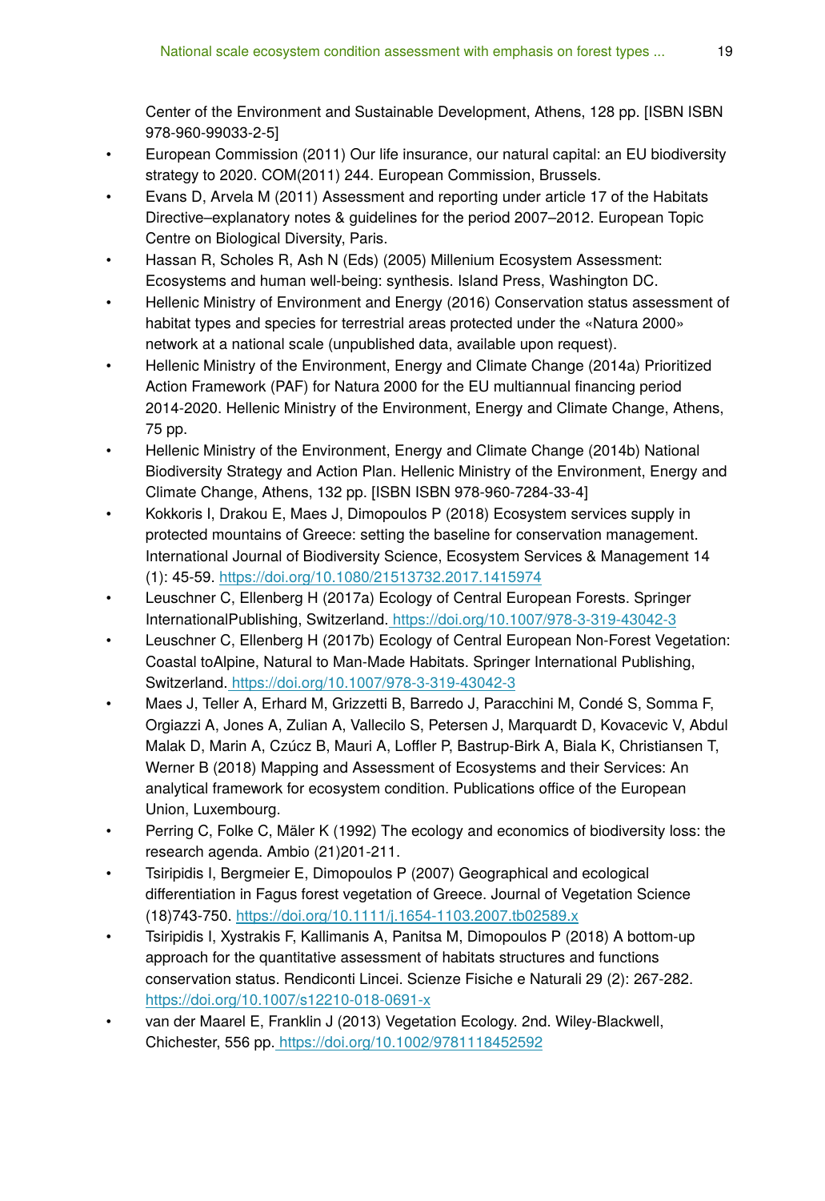Center of the Environment and Sustainable Development, Athens, 128 pp. [ISBN ISBN 978-960-99033-2-5]

- European Commission (2011) Our life insurance, our natural capital: an EU biodiversity strategy to 2020. COM(2011) 244. European Commission, Brussels.
- Evans D, Arvela M (2011) Assessment and reporting under article 17 of the Habitats Directive–explanatory notes & guidelines for the period 2007–2012. European Topic Centre on Biological Diversity, Paris.
- Hassan R, Scholes R, Ash N (Eds) (2005) Millenium Ecosystem Assessment: Ecosystems and human well-being: synthesis. Island Press, Washington DC.
- Hellenic Ministry of Environment and Energy (2016) Conservation status assessment of habitat types and species for terrestrial areas protected under the «Natura 2000» network at a national scale (unpublished data, available upon request).
- Hellenic Ministry of the Environment, Energy and Climate Change (2014a) Prioritized Action Framework (PAF) for Natura 2000 for the EU multiannual financing period 2014-2020. Hellenic Ministry of the Environment, Energy and Climate Change, Athens, 75 pp.
- Hellenic Ministry of the Environment, Energy and Climate Change (2014b) National Biodiversity Strategy and Action Plan. Hellenic Ministry of the Environment, Energy and Climate Change, Athens, 132 pp. [ISBN ISBN 978-960-7284-33-4]
- Kokkoris I, Drakou E, Maes J, Dimopoulos P (2018) Ecosystem services supply in protected mountains of Greece: setting the baseline for conservation management. International Journal of Biodiversity Science, Ecosystem Services & Management 14 (1): 45-59. https://doi.org/10.1080/21513732.2017.1415974
- Leuschner C, Ellenberg H (2017a) Ecology of Central European Forests. Springer InternationalPublishing, Switzerland. https://doi.org/10.1007/978-3-319-43042-3
- Leuschner C, Ellenberg H (2017b) Ecology of Central European Non-Forest Vegetation: Coastal toAlpine, Natural to Man-Made Habitats. Springer International Publishing, Switzerland. https://doi.org/10.1007/978-3-319-43042-3
- Maes J, Teller A, Erhard M, Grizzetti B, Barredo J, Paracchini M, Condé S, Somma F, Orgiazzi A, Jones A, Zulian A, Vallecilo S, Petersen J, Marquardt D, Kovacevic V, Abdul Malak D, Marin A, Czúcz B, Mauri A, Loffler P, Bastrup-Birk A, Biala K, Christiansen T, Werner B (2018) Mapping and Assessment of Ecosystems and their Services: An analytical framework for ecosystem condition. Publications office of the European Union, Luxembourg.
- Perring C, Folke C, Mäler K (1992) The ecology and economics of biodiversity loss: the research agenda. Ambio (21)201-211.
- Tsiripidis I, Bergmeier E, Dimopoulos P (2007) Geographical and ecological differentiation in Fagus forest vegetation of Greece. Journal of Vegetation Science (18)743-750. https://doi.org/10.1111/j.1654-1103.2007.tb02589.x
- Tsiripidis I, Xystrakis F, Kallimanis A, Panitsa M, Dimopoulos P (2018) A bottom-up approach for the quantitative assessment of habitats structures and functions conservation status. Rendiconti Lincei. Scienze Fisiche e Naturali 29 (2): 267-282. https://doi.org/10.1007/s12210-018-0691-x
- van der Maarel E, Franklin J (2013) Vegetation Ecology. 2nd. Wiley-Blackwell, Chichester, 556 pp. https://doi.org/10.1002/9781118452592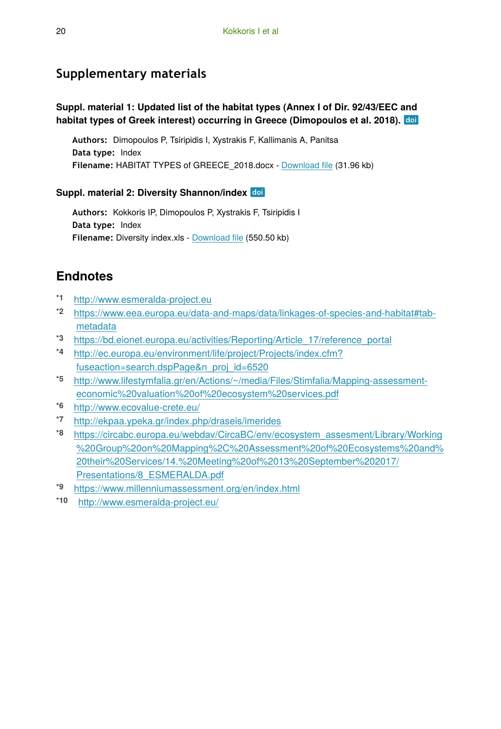## Supplementary materials

**Suppl. material 1: Updated list of the habitat types (Annex I of Dir. 92/43/EEC and habitat types of Greek interest) occurring in Greece (Dimopoulos et al. 2018).** doi

**Authors:** Dimopoulos P, Tsiripidis I, Xystrakis F, Kallimanis A, Panitsa
**Data type:** Index
**Filename:** HABITAT TYPES of GREECE_2018.docx - Download file (31.96 kb)

**Suppl. material 2: Diversity Shannon/index** doi

**Authors:** Kokkoris IP, Dimopoulos P, Xystrakis F, Tsiripidis I
**Data type:** Index
**Filename:** Diversity index.xls - Download file (550.50 kb)

## Endnotes

*1 http://www.esmeralda-project.eu
*2 https://www.eea.europa.eu/data-and-maps/data/linkages-of-species-and-habitat#tab-metadata
*3 https://bd.eionet.europa.eu/activities/Reporting/Article_17/reference_portal
*4 http://ec.europa.eu/environment/life/project/Projects/index.cfm?fuseaction=search.dspPage&n_proj_id=6520
*5 http://www.lifestymfalia.gr/en/Actions/~/media/Files/Stimfalia/Mapping-assessment-economic%20valuation%20of%20ecosystem%20services.pdf
*6 http://www.ecovalue-crete.eu/
*7 http://ekpaa.ypeka.gr/index.php/draseis/imerides
*8 https://circabc.europa.eu/webdav/CircaBC/env/ecosystem_assesment/Library/Working%20Group%20on%20Mapping%2C%20Assessment%20of%20Ecosystems%20and%20their%20Services/14.%20Meeting%20of%2013%20September%202017/Presentations/8_ESMERALDA.pdf
*9 https://www.millenniumassessment.org/en/index.html
*10 http://www.esmeralda-project.eu/